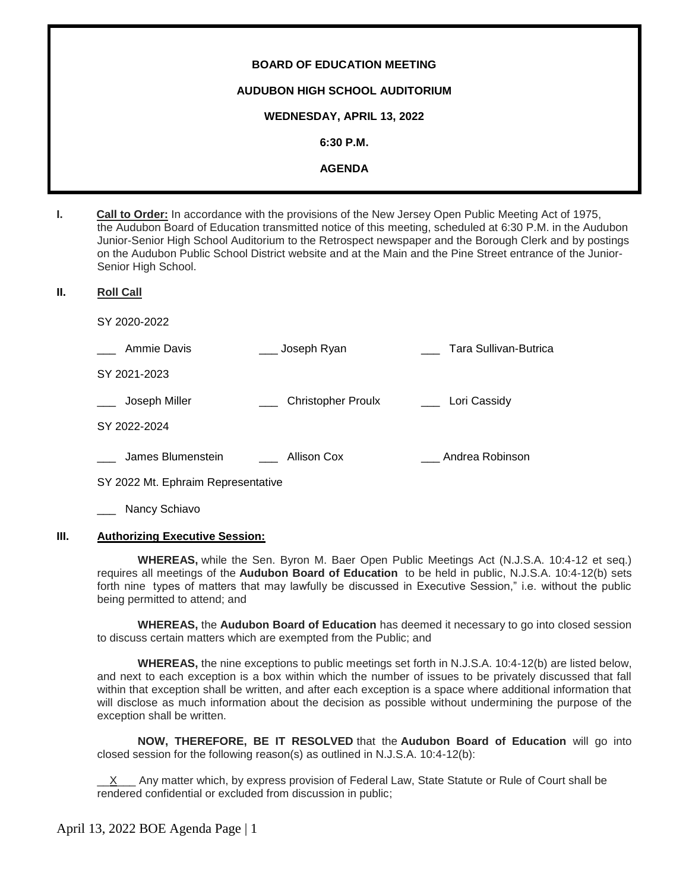**BOARD OF EDUCATION MEETING**

**AUDUBON HIGH SCHOOL AUDITORIUM**

**WEDNESDAY, APRIL 13, 2022**

**6:30 P.M.**

**AGENDA**

**I. Call to Order:** In accordance with the provisions of the New Jersey Open Public Meeting Act of 1975, the Audubon Board of Education transmitted notice of this meeting, scheduled at 6:30 P.M. in the Audubon Junior-Senior High School Auditorium to the Retrospect newspaper and the Borough Clerk and by postings on the Audubon Public School District website and at the Main and the Pine Street entrance of the Junior-Senior High School.

**II. Roll Call**

SY 2020-2022

___ Ammie Davis ___ Joseph Ryan ___ Tara Sullivan-Butrica

SY 2021-2023

___ Joseph Miller ___ Christopher Proulx ___ Lori Cassidy

SY 2022-2024

___ James Blumenstein ___ Allison Cox ___ Andrea Robinson

SY 2022 Mt. Ephraim Representative

___ Nancy Schiavo

**III. Authorizing Executive Session:**

**WHEREAS,** while the Sen. Byron M. Baer Open Public Meetings Act (N.J.S.A. 10:4-12 et seq.) requires all meetings of the **Audubon Board of Education** to be held in public, N.J.S.A. 10:4-12(b) sets forth nine types of matters that may lawfully be discussed in Executive Session," i.e. without the public being permitted to attend; and

**WHEREAS,** the **Audubon Board of Education** has deemed it necessary to go into closed session to discuss certain matters which are exempted from the Public; and

**WHEREAS,** the nine exceptions to public meetings set forth in N.J.S.A. 10:4-12(b) are listed below, and next to each exception is a box within which the number of issues to be privately discussed that fall within that exception shall be written, and after each exception is a space where additional information that will disclose as much information about the decision as possible without undermining the purpose of the exception shall be written.

**NOW, THEREFORE, BE IT RESOLVED** that the **Audubon Board of Education** will go into closed session for the following reason(s) as outlined in N.J.S.A. 10:4-12(b):

__X___ Any matter which, by express provision of Federal Law, State Statute or Rule of Court shall be rendered confidential or excluded from discussion in public;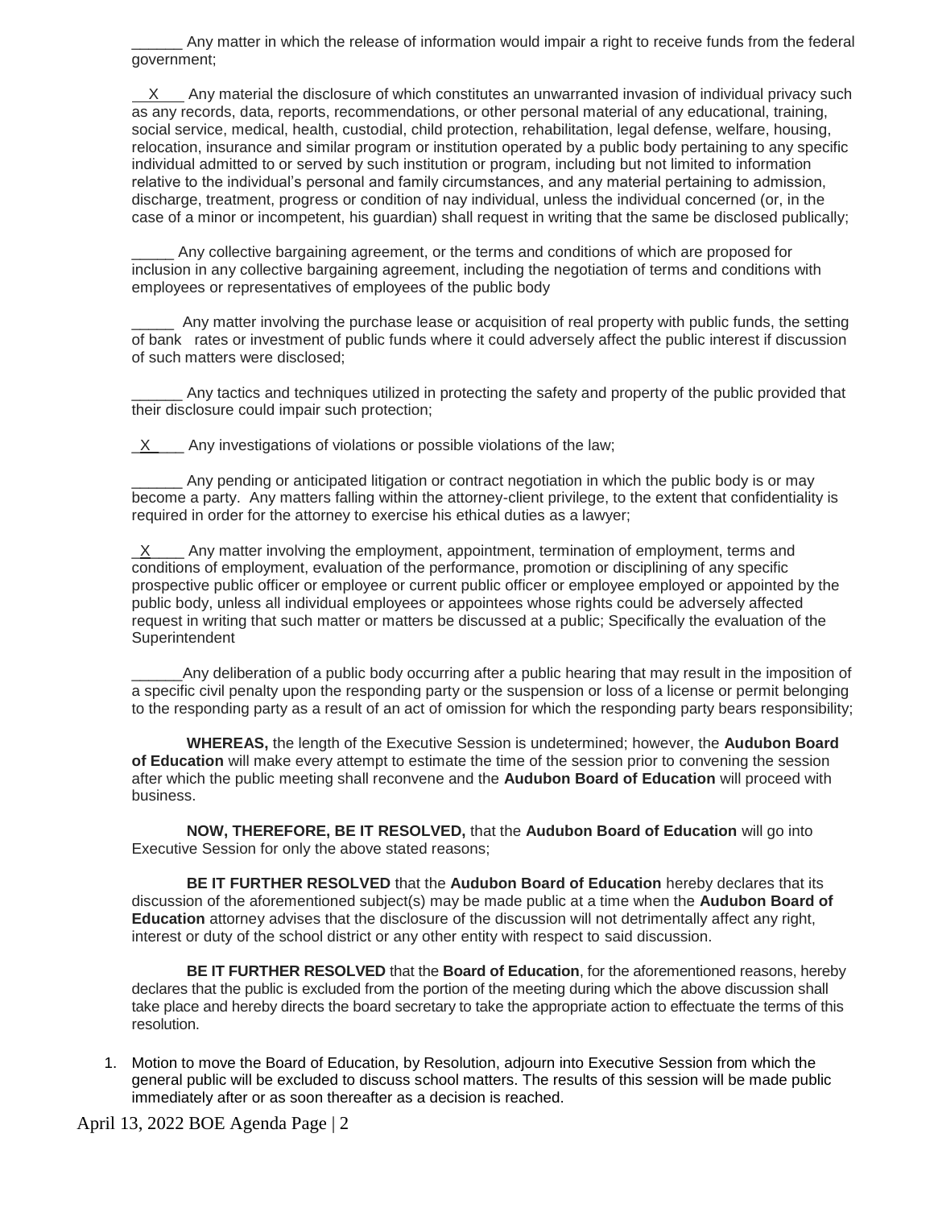______ Any matter in which the release of information would impair a right to receive funds from the federal government;

__X___ Any material the disclosure of which constitutes an unwarranted invasion of individual privacy such as any records, data, reports, recommendations, or other personal material of any educational, training, social service, medical, health, custodial, child protection, rehabilitation, legal defense, welfare, housing, relocation, insurance and similar program or institution operated by a public body pertaining to any specific individual admitted to or served by such institution or program, including but not limited to information relative to the individual's personal and family circumstances, and any material pertaining to admission, discharge, treatment, progress or condition of nay individual, unless the individual concerned (or, in the case of a minor or incompetent, his guardian) shall request in writing that the same be disclosed publically;

_____ Any collective bargaining agreement, or the terms and conditions of which are proposed for inclusion in any collective bargaining agreement, including the negotiation of terms and conditions with employees or representatives of employees of the public body

_____ Any matter involving the purchase lease or acquisition of real property with public funds, the setting of bank rates or investment of public funds where it could adversely affect the public interest if discussion of such matters were disclosed;

______ Any tactics and techniques utilized in protecting the safety and property of the public provided that their disclosure could impair such protection;

_X___ Any investigations of violations or possible violations of the law;

______ Any pending or anticipated litigation or contract negotiation in which the public body is or may become a party. Any matters falling within the attorney-client privilege, to the extent that confidentiality is required in order for the attorney to exercise his ethical duties as a lawyer;

_X____ Any matter involving the employment, appointment, termination of employment, terms and conditions of employment, evaluation of the performance, promotion or disciplining of any specific prospective public officer or employee or current public officer or employee employed or appointed by the public body, unless all individual employees or appointees whose rights could be adversely affected request in writing that such matter or matters be discussed at a public; Specifically the evaluation of the Superintendent

______Any deliberation of a public body occurring after a public hearing that may result in the imposition of a specific civil penalty upon the responding party or the suspension or loss of a license or permit belonging to the responding party as a result of an act of omission for which the responding party bears responsibility;

**WHEREAS,** the length of the Executive Session is undetermined; however, the **Audubon Board of Education** will make every attempt to estimate the time of the session prior to convening the session after which the public meeting shall reconvene and the **Audubon Board of Education** will proceed with business.

**NOW, THEREFORE, BE IT RESOLVED,** that the **Audubon Board of Education** will go into Executive Session for only the above stated reasons;

**BE IT FURTHER RESOLVED** that the **Audubon Board of Education** hereby declares that its discussion of the aforementioned subject(s) may be made public at a time when the **Audubon Board of Education** attorney advises that the disclosure of the discussion will not detrimentally affect any right, interest or duty of the school district or any other entity with respect to said discussion.

**BE IT FURTHER RESOLVED** that the **Board of Education**, for the aforementioned reasons, hereby declares that the public is excluded from the portion of the meeting during which the above discussion shall take place and hereby directs the board secretary to take the appropriate action to effectuate the terms of this resolution.

1. Motion to move the Board of Education, by Resolution, adjourn into Executive Session from which the general public will be excluded to discuss school matters. The results of this session will be made public immediately after or as soon thereafter as a decision is reached.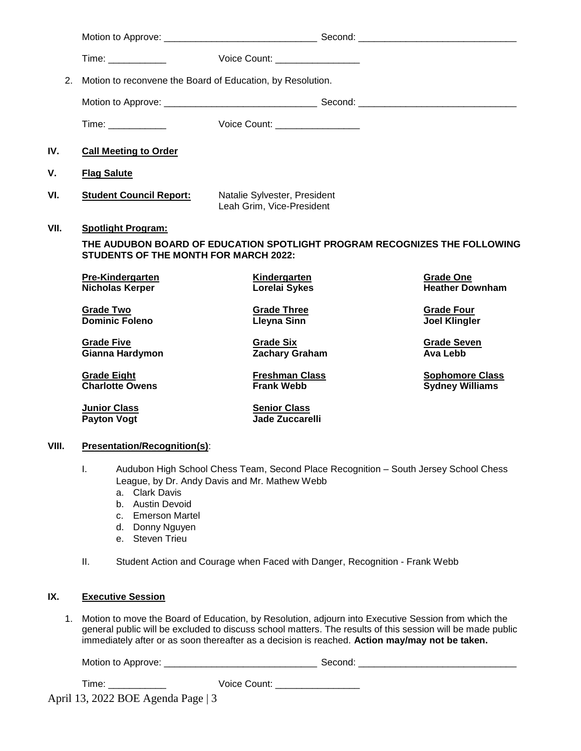Motion to Approve: _____________________________ Second: ______________________________

Time: ___________ Voice Count: ________________

2. Motion to reconvene the Board of Education, by Resolution.

Motion to Approve: _____________________________ Second: ______________________________

Time: ___________ Voice Count: ________________

## IV. Call Meeting to Order

## V. Flag Salute

## VI. Student Council Report:

Natalie Sylvester, President
Leah Grim, Vice-President

## VII. Spotlight Program:

**THE AUDUBON BOARD OF EDUCATION SPOTLIGHT PROGRAM RECOGNIZES THE FOLLOWING STUDENTS OF THE MONTH FOR MARCH 2022:**

| | | |
|---|---|---|
| **Pre-Kindergarten** **Nicholas Kerper** | **Kindergarten** **Lorelai Sykes** | **Grade One** **Heather Downham** |
| **Grade Two** **Dominic Foleno** | **Grade Three** **Lleyna Sinn** | **Grade Four** **Joel Klingler** |
| **Grade Five** **Gianna Hardymon** | **Grade Six** **Zachary Graham** | **Grade Seven** **Ava Lebb** |
| **Grade Eight** **Charlotte Owens** | **Freshman Class** **Frank Webb** | **Sophomore Class** **Sydney Williams** |
| **Junior Class** **Payton Vogt** | **Senior Class** **Jade Zuccarelli** | |

## VIII. Presentation/Recognition(s):

I. Audubon High School Chess Team, Second Place Recognition – South Jersey School Chess League, by Dr. Andy Davis and Mr. Mathew Webb
   a. Clark Davis
   b. Austin Devoid
   c. Emerson Martel
   d. Donny Nguyen
   e. Steven Trieu

II. Student Action and Courage when Faced with Danger, Recognition - Frank Webb

## IX. Executive Session

1. Motion to move the Board of Education, by Resolution, adjourn into Executive Session from which the general public will be excluded to discuss school matters. The results of this session will be made public immediately after or as soon thereafter as a decision is reached. **Action may/may not be taken.**

Motion to Approve: _____________________________ Second: ______________________________

Time: ___________ Voice Count: ________________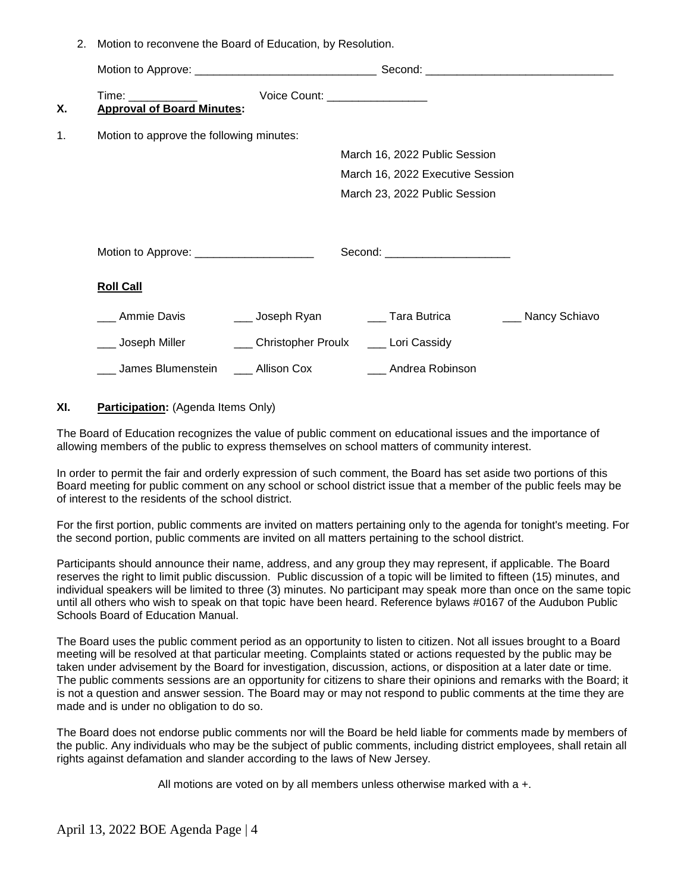2. Motion to reconvene the Board of Education, by Resolution.

   Motion to Approve: _____________________________ Second: ______________________________

   Time: ___________ Voice Count: ________________

**X. Approval of Board Minutes:**

1. Motion to approve the following minutes:

   March 16, 2022 Public Session

   March 16, 2022 Executive Session

   March 23, 2022 Public Session

   Motion to Approve: ___________________ Second: ____________________

   **Roll Call**

   | | | | |
   |---|---|---|---|
   | ___ Ammie Davis | ___ Joseph Ryan | ___ Tara Butrica | ___ Nancy Schiavo |
   | ___ Joseph Miller | ___ Christopher Proulx | ___ Lori Cassidy | |
   | ___ James Blumenstein | ___ Allison Cox | ___ Andrea Robinson | |

**XI. Participation:** (Agenda Items Only)

The Board of Education recognizes the value of public comment on educational issues and the importance of allowing members of the public to express themselves on school matters of community interest.

In order to permit the fair and orderly expression of such comment, the Board has set aside two portions of this Board meeting for public comment on any school or school district issue that a member of the public feels may be of interest to the residents of the school district.

For the first portion, public comments are invited on matters pertaining only to the agenda for tonight's meeting. For the second portion, public comments are invited on all matters pertaining to the school district.

Participants should announce their name, address, and any group they may represent, if applicable. The Board reserves the right to limit public discussion. Public discussion of a topic will be limited to fifteen (15) minutes, and individual speakers will be limited to three (3) minutes. No participant may speak more than once on the same topic until all others who wish to speak on that topic have been heard. Reference bylaws #0167 of the Audubon Public Schools Board of Education Manual.

The Board uses the public comment period as an opportunity to listen to citizen. Not all issues brought to a Board meeting will be resolved at that particular meeting. Complaints stated or actions requested by the public may be taken under advisement by the Board for investigation, discussion, actions, or disposition at a later date or time. The public comments sessions are an opportunity for citizens to share their opinions and remarks with the Board; it is not a question and answer session. The Board may or may not respond to public comments at the time they are made and is under no obligation to do so.

The Board does not endorse public comments nor will the Board be held liable for comments made by members of the public. Any individuals who may be the subject of public comments, including district employees, shall retain all rights against defamation and slander according to the laws of New Jersey.

All motions are voted on by all members unless otherwise marked with a +.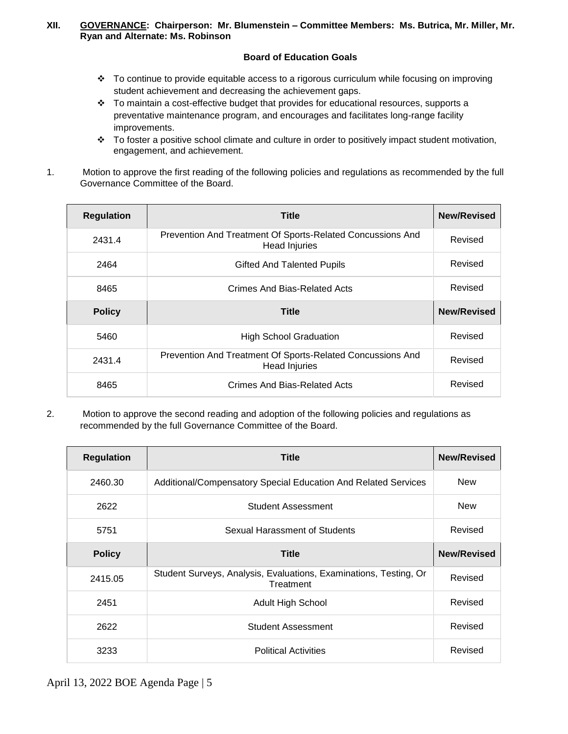## XII. GOVERNANCE: Chairperson: Mr. Blumenstein – Committee Members: Ms. Butrica, Mr. Miller, Mr. Ryan and Alternate: Ms. Robinson

**Board of Education Goals**

- To continue to provide equitable access to a rigorous curriculum while focusing on improving student achievement and decreasing the achievement gaps.
- To maintain a cost-effective budget that provides for educational resources, supports a preventative maintenance program, and encourages and facilitates long-range facility improvements.
- To foster a positive school climate and culture in order to positively impact student motivation, engagement, and achievement.

1. Motion to approve the first reading of the following policies and regulations as recommended by the full Governance Committee of the Board.

| Regulation | Title | New/Revised |
|---|---|---|
| 2431.4 | Prevention And Treatment Of Sports-Related Concussions And Head Injuries | Revised |
| 2464 | Gifted And Talented Pupils | Revised |
| 8465 | Crimes And Bias-Related Acts | Revised |
| **Policy** | **Title** | **New/Revised** |
| 5460 | High School Graduation | Revised |
| 2431.4 | Prevention And Treatment Of Sports-Related Concussions And Head Injuries | Revised |
| 8465 | Crimes And Bias-Related Acts | Revised |

2. Motion to approve the second reading and adoption of the following policies and regulations as recommended by the full Governance Committee of the Board.

| Regulation | Title | New/Revised |
|---|---|---|
| 2460.30 | Additional/Compensatory Special Education And Related Services | New |
| 2622 | Student Assessment | New |
| 5751 | Sexual Harassment of Students | Revised |
| **Policy** | **Title** | **New/Revised** |
| 2415.05 | Student Surveys, Analysis, Evaluations, Examinations, Testing, Or Treatment | Revised |
| 2451 | Adult High School | Revised |
| 2622 | Student Assessment | Revised |
| 3233 | Political Activities | Revised |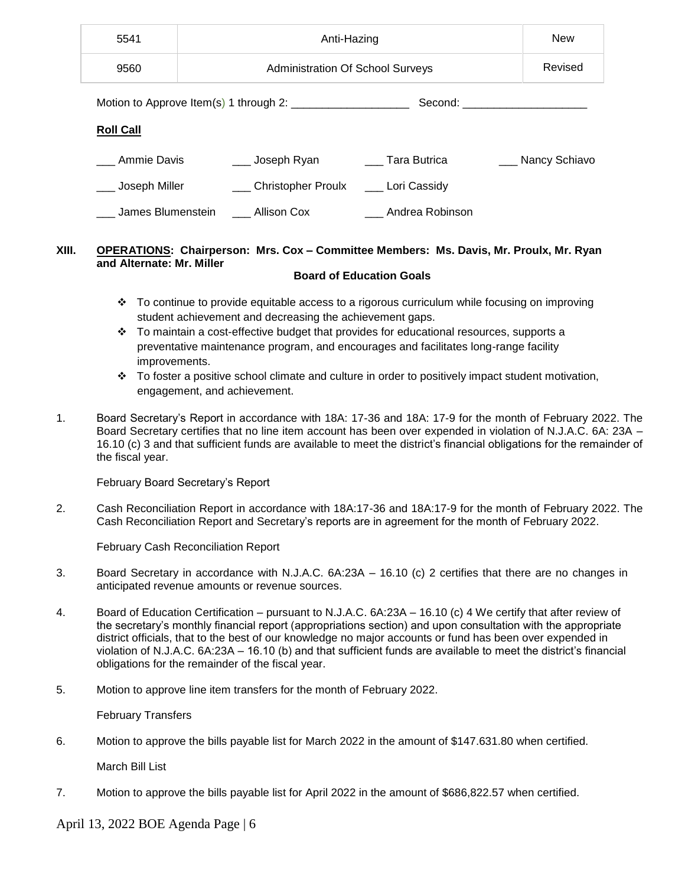| 5541 | Anti-Hazing | New |
|---|---|---|
| 9560 | Administration Of School Surveys | Revised |

Motion to Approve Item(s) 1 through 2: ___________________ Second: ____________________

**Roll Call**

___ Ammie Davis ___ Joseph Ryan ___ Tara Butrica ___ Nancy Schiavo

___ Joseph Miller ___ Christopher Proulx ___ Lori Cassidy

___ James Blumenstein ___ Allison Cox ___ Andrea Robinson

**XIII. OPERATIONS: Chairperson: Mrs. Cox – Committee Members: Ms. Davis, Mr. Proulx, Mr. Ryan and Alternate: Mr. Miller**

**Board of Education Goals**

- To continue to provide equitable access to a rigorous curriculum while focusing on improving student achievement and decreasing the achievement gaps.
- To maintain a cost-effective budget that provides for educational resources, supports a preventative maintenance program, and encourages and facilitates long-range facility improvements.
- To foster a positive school climate and culture in order to positively impact student motivation, engagement, and achievement.

1. Board Secretary's Report in accordance with 18A: 17-36 and 18A: 17-9 for the month of February 2022. The Board Secretary certifies that no line item account has been over expended in violation of N.J.A.C. 6A: 23A – 16.10 (c) 3 and that sufficient funds are available to meet the district's financial obligations for the remainder of the fiscal year.

   February Board Secretary's Report

2. Cash Reconciliation Report in accordance with 18A:17-36 and 18A:17-9 for the month of February 2022. The Cash Reconciliation Report and Secretary's reports are in agreement for the month of February 2022.

   February Cash Reconciliation Report

3. Board Secretary in accordance with N.J.A.C. 6A:23A – 16.10 (c) 2 certifies that there are no changes in anticipated revenue amounts or revenue sources.

4. Board of Education Certification – pursuant to N.J.A.C. 6A:23A – 16.10 (c) 4 We certify that after review of the secretary's monthly financial report (appropriations section) and upon consultation with the appropriate district officials, that to the best of our knowledge no major accounts or fund has been over expended in violation of N.J.A.C. 6A:23A – 16.10 (b) and that sufficient funds are available to meet the district's financial obligations for the remainder of the fiscal year.

5. Motion to approve line item transfers for the month of February 2022.

   February Transfers

6. Motion to approve the bills payable list for March 2022 in the amount of $147.631.80 when certified.

   March Bill List

7. Motion to approve the bills payable list for April 2022 in the amount of $686,822.57 when certified.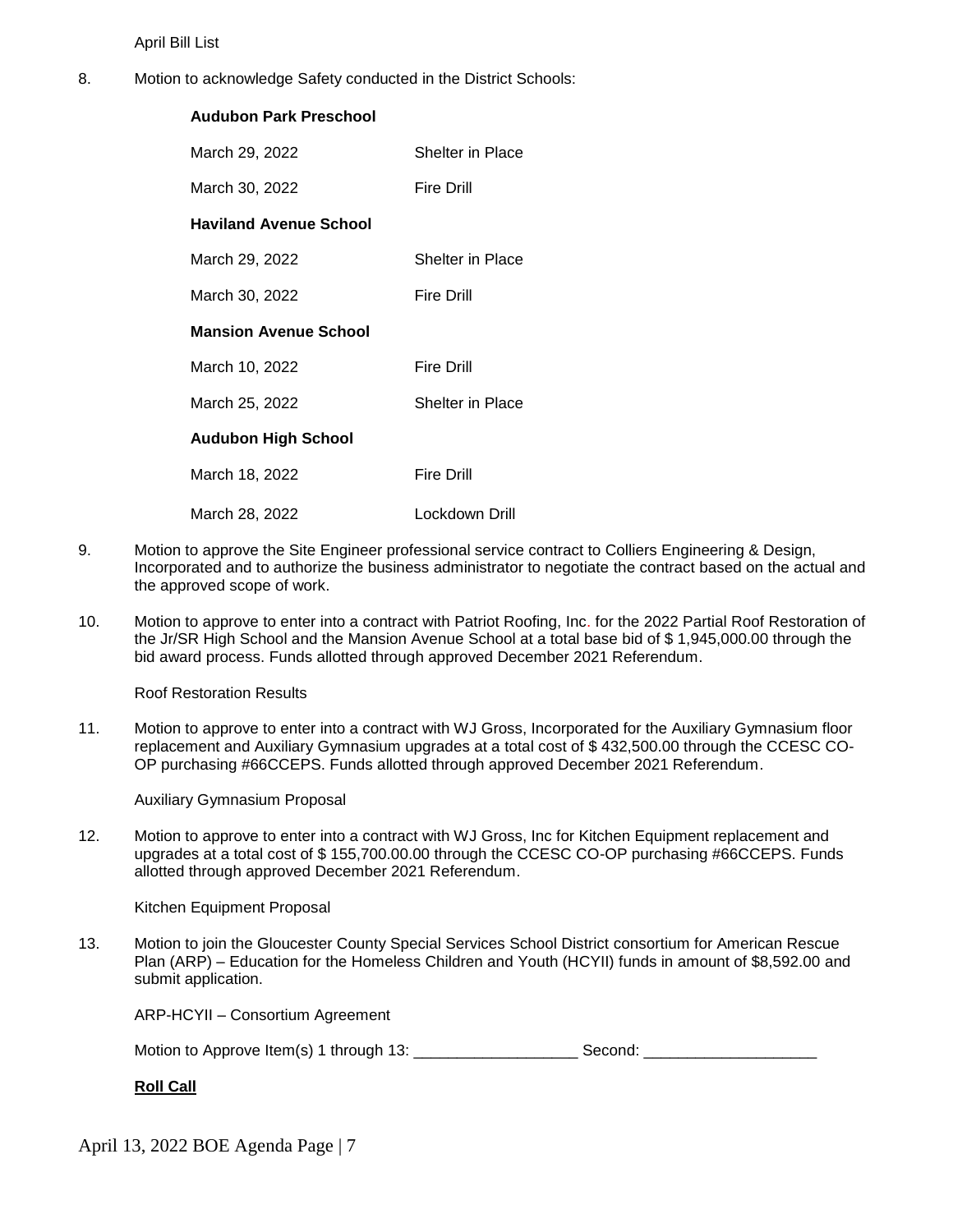April Bill List

8. Motion to acknowledge Safety conducted in the District Schools:

**Audubon Park Preschool**

| | |
|---|---|
| March 29, 2022 | Shelter in Place |
| March 30, 2022 | Fire Drill |

**Haviland Avenue School**

| | |
|---|---|
| March 29, 2022 | Shelter in Place |
| March 30, 2022 | Fire Drill |

**Mansion Avenue School**

| | |
|---|---|
| March 10, 2022 | Fire Drill |
| March 25, 2022 | Shelter in Place |

**Audubon High School**

| | |
|---|---|
| March 18, 2022 | Fire Drill |
| March 28, 2022 | Lockdown Drill |

9. Motion to approve the Site Engineer professional service contract to Colliers Engineering & Design, Incorporated and to authorize the business administrator to negotiate the contract based on the actual and the approved scope of work.

10. Motion to approve to enter into a contract with Patriot Roofing, Inc. for the 2022 Partial Roof Restoration of the Jr/SR High School and the Mansion Avenue School at a total base bid of $ 1,945,000.00 through the bid award process. Funds allotted through approved December 2021 Referendum.

    Roof Restoration Results

11. Motion to approve to enter into a contract with WJ Gross, Incorporated for the Auxiliary Gymnasium floor replacement and Auxiliary Gymnasium upgrades at a total cost of $ 432,500.00 through the CCESC CO-OP purchasing #66CCEPS. Funds allotted through approved December 2021 Referendum.

    Auxiliary Gymnasium Proposal

12. Motion to approve to enter into a contract with WJ Gross, Inc for Kitchen Equipment replacement and upgrades at a total cost of $ 155,700.00.00 through the CCESC CO-OP purchasing #66CCEPS. Funds allotted through approved December 2021 Referendum.

    Kitchen Equipment Proposal

13. Motion to join the Gloucester County Special Services School District consortium for American Rescue Plan (ARP) – Education for the Homeless Children and Youth (HCYII) funds in amount of $8,592.00 and submit application.

    ARP-HCYII – Consortium Agreement

    Motion to Approve Item(s) 1 through 13: ___________________ Second: ____________________

    **<u>Roll Call</u>**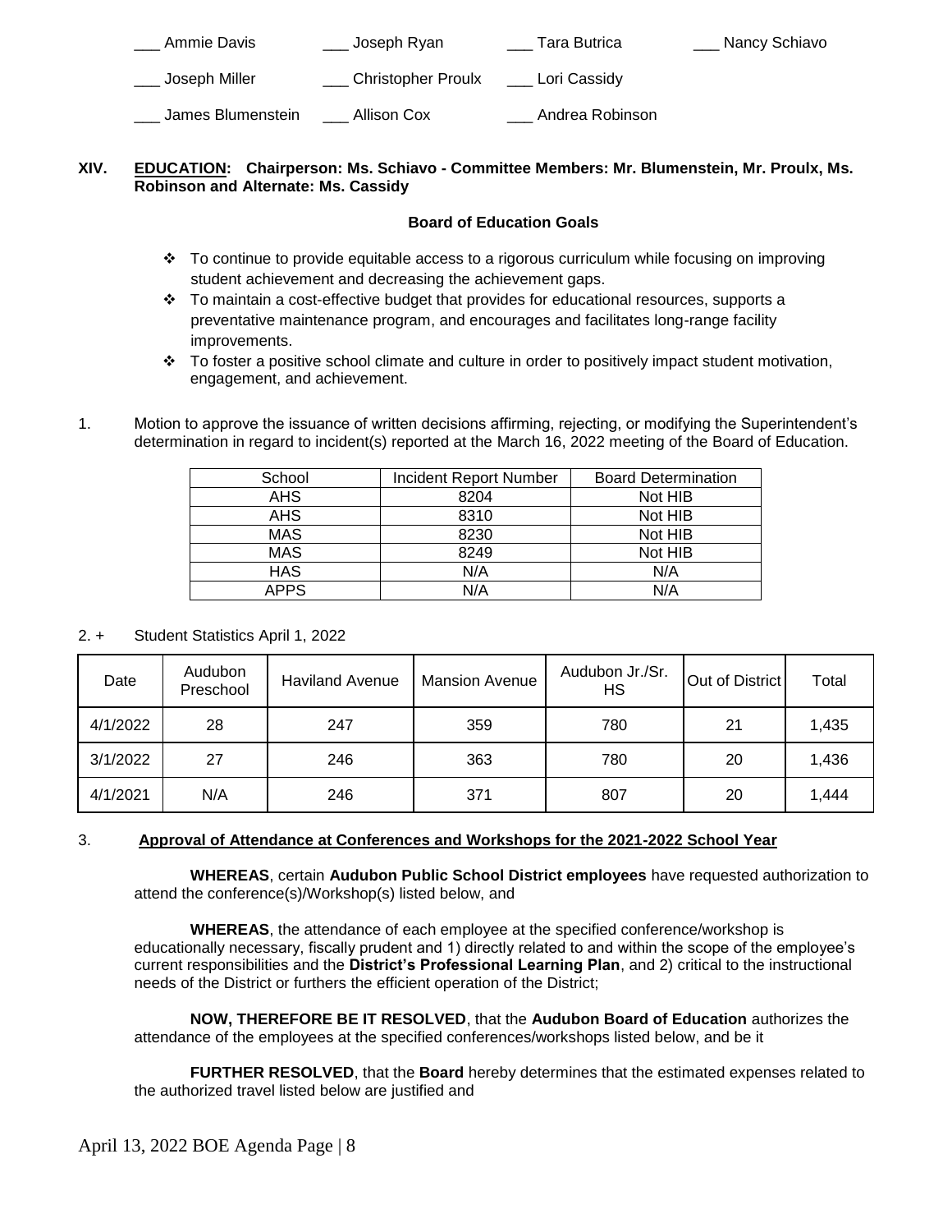___ Ammie Davis ___ Joseph Ryan ___ Tara Butrica ___ Nancy Schiavo

___ Joseph Miller ___ Christopher Proulx ___ Lori Cassidy

___ James Blumenstein ___ Allison Cox ___ Andrea Robinson

**XIV. EDUCATION: Chairperson: Ms. Schiavo - Committee Members: Mr. Blumenstein, Mr. Proulx, Ms. Robinson and Alternate: Ms. Cassidy**

**Board of Education Goals**

- ❖ To continue to provide equitable access to a rigorous curriculum while focusing on improving student achievement and decreasing the achievement gaps.
- ❖ To maintain a cost-effective budget that provides for educational resources, supports a preventative maintenance program, and encourages and facilitates long-range facility improvements.
- ❖ To foster a positive school climate and culture in order to positively impact student motivation, engagement, and achievement.

1. Motion to approve the issuance of written decisions affirming, rejecting, or modifying the Superintendent's determination in regard to incident(s) reported at the March 16, 2022 meeting of the Board of Education.

| School | Incident Report Number | Board Determination |
|---|---|---|
| AHS | 8204 | Not HIB |
| AHS | 8310 | Not HIB |
| MAS | 8230 | Not HIB |
| MAS | 8249 | Not HIB |
| HAS | N/A | N/A |
| APPS | N/A | N/A |

2. + Student Statistics April 1, 2022

| Date | Audubon Preschool | Haviland Avenue | Mansion Avenue | Audubon Jr./Sr. HS | Out of District | Total |
|---|---|---|---|---|---|---|
| 4/1/2022 | 28 | 247 | 359 | 780 | 21 | 1,435 |
| 3/1/2022 | 27 | 246 | 363 | 780 | 20 | 1,436 |
| 4/1/2021 | N/A | 246 | 371 | 807 | 20 | 1,444 |

3. **Approval of Attendance at Conferences and Workshops for the 2021-2022 School Year**

**WHEREAS**, certain **Audubon Public School District employees** have requested authorization to attend the conference(s)/Workshop(s) listed below, and

**WHEREAS**, the attendance of each employee at the specified conference/workshop is educationally necessary, fiscally prudent and 1) directly related to and within the scope of the employee's current responsibilities and the **District's Professional Learning Plan**, and 2) critical to the instructional needs of the District or furthers the efficient operation of the District;

**NOW, THEREFORE BE IT RESOLVED**, that the **Audubon Board of Education** authorizes the attendance of the employees at the specified conferences/workshops listed below, and be it

**FURTHER RESOLVED**, that the **Board** hereby determines that the estimated expenses related to the authorized travel listed below are justified and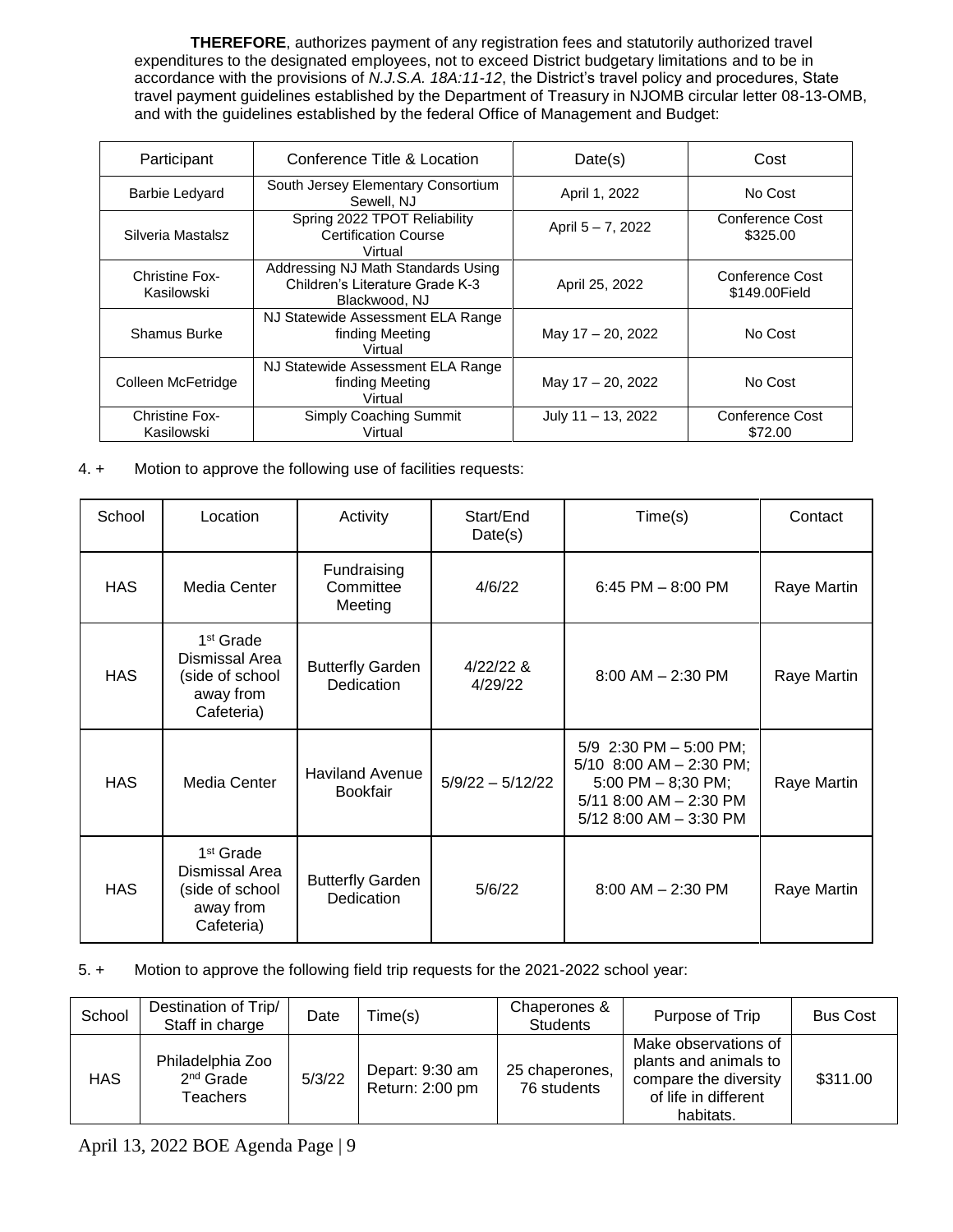**THEREFORE**, authorizes payment of any registration fees and statutorily authorized travel expenditures to the designated employees, not to exceed District budgetary limitations and to be in accordance with the provisions of *N.J.S.A. 18A:11-12*, the District's travel policy and procedures, State travel payment guidelines established by the Department of Treasury in NJOMB circular letter 08-13-OMB, and with the guidelines established by the federal Office of Management and Budget:

| Participant | Conference Title & Location | Date(s) | Cost |
|---|---|---|---|
| Barbie Ledyard | South Jersey Elementary Consortium Sewell, NJ | April 1, 2022 | No Cost |
| Silveria Mastalsz | Spring 2022 TPOT Reliability Certification Course Virtual | April 5 – 7, 2022 | Conference Cost $325.00 |
| Christine Fox-Kasilowski | Addressing NJ Math Standards Using Children's Literature Grade K-3 Blackwood, NJ | April 25, 2022 | Conference Cost $149.00Field |
| Shamus Burke | NJ Statewide Assessment ELA Range finding Meeting Virtual | May 17 – 20, 2022 | No Cost |
| Colleen McFetridge | NJ Statewide Assessment ELA Range finding Meeting Virtual | May 17 – 20, 2022 | No Cost |
| Christine Fox-Kasilowski | Simply Coaching Summit Virtual | July 11 – 13, 2022 | Conference Cost $72.00 |

4. + Motion to approve the following use of facilities requests:

| School | Location | Activity | Start/End Date(s) | Time(s) | Contact |
|---|---|---|---|---|---|
| HAS | Media Center | Fundraising Committee Meeting | 4/6/22 | 6:45 PM – 8:00 PM | Raye Martin |
| HAS | 1st Grade Dismissal Area (side of school away from Cafeteria) | Butterfly Garden Dedication | 4/22/22 & 4/29/22 | 8:00 AM – 2:30 PM | Raye Martin |
| HAS | Media Center | Haviland Avenue Bookfair | 5/9/22 – 5/12/22 | 5/9 2:30 PM – 5:00 PM; 5/10 8:00 AM – 2:30 PM; 5:00 PM – 8;30 PM; 5/11 8:00 AM – 2:30 PM 5/12 8:00 AM – 3:30 PM | Raye Martin |
| HAS | 1st Grade Dismissal Area (side of school away from Cafeteria) | Butterfly Garden Dedication | 5/6/22 | 8:00 AM – 2:30 PM | Raye Martin |

5. + Motion to approve the following field trip requests for the 2021-2022 school year:

| School | Destination of Trip/ Staff in charge | Date | Time(s) | Chaperones & Students | Purpose of Trip | Bus Cost |
|---|---|---|---|---|---|---|
| HAS | Philadelphia Zoo 2nd Grade Teachers | 5/3/22 | Depart: 9:30 am Return: 2:00 pm | 25 chaperones, 76 students | Make observations of plants and animals to compare the diversity of life in different habitats. | $311.00 |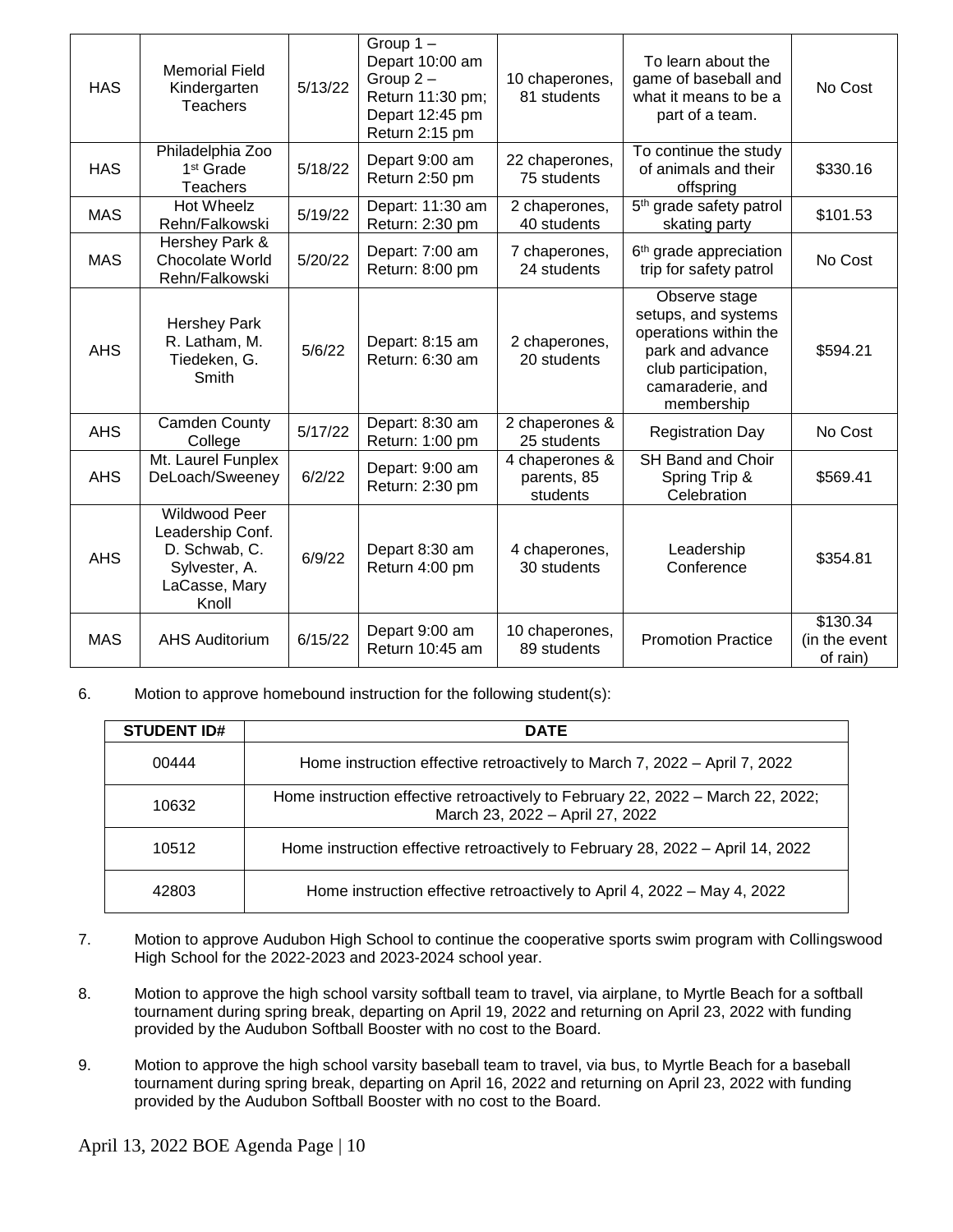| HAS | Memorial Field Kindergarten Teachers | 5/13/22 | Group 1 – Depart 10:00 am Group 2 – Return 11:30 pm; Depart 12:45 pm Return 2:15 pm | 10 chaperones, 81 students | To learn about the game of baseball and what it means to be a part of a team. | No Cost |
|---|---|---|---|---|---|---|
| HAS | Philadelphia Zoo 1st Grade Teachers | 5/18/22 | Depart 9:00 am Return 2:50 pm | 22 chaperones, 75 students | To continue the study of animals and their offspring | $330.16 |
| MAS | Hot Wheelz Rehn/Falkowski | 5/19/22 | Depart: 11:30 am Return: 2:30 pm | 2 chaperones, 40 students | 5th grade safety patrol skating party | $101.53 |
| MAS | Hershey Park & Chocolate World Rehn/Falkowski | 5/20/22 | Depart: 7:00 am Return: 8:00 pm | 7 chaperones, 24 students | 6th grade appreciation trip for safety patrol | No Cost |
| AHS | Hershey Park R. Latham, M. Tiedeken, G. Smith | 5/6/22 | Depart: 8:15 am Return: 6:30 am | 2 chaperones, 20 students | Observe stage setups, and systems operations within the park and advance club participation, camaraderie, and membership | $594.21 |
| AHS | Camden County College | 5/17/22 | Depart: 8:30 am Return: 1:00 pm | 2 chaperones & 25 students | Registration Day | No Cost |
| AHS | Mt. Laurel Funplex DeLoach/Sweeney | 6/2/22 | Depart: 9:00 am Return: 2:30 pm | 4 chaperones & parents, 85 students | SH Band and Choir Spring Trip & Celebration | $569.41 |
| AHS | Wildwood Peer Leadership Conf. D. Schwab, C. Sylvester, A. LaCasse, Mary Knoll | 6/9/22 | Depart 8:30 am Return 4:00 pm | 4 chaperones, 30 students | Leadership Conference | $354.81 |
| MAS | AHS Auditorium | 6/15/22 | Depart 9:00 am Return 10:45 am | 10 chaperones, 89 students | Promotion Practice | $130.34 (in the event of rain) |

6. Motion to approve homebound instruction for the following student(s):

| STUDENT ID# | DATE |
|---|---|
| 00444 | Home instruction effective retroactively to March 7, 2022 – April 7, 2022 |
| 10632 | Home instruction effective retroactively to February 22, 2022 – March 22, 2022; March 23, 2022 – April 27, 2022 |
| 10512 | Home instruction effective retroactively to February 28, 2022 – April 14, 2022 |
| 42803 | Home instruction effective retroactively to April 4, 2022 – May 4, 2022 |

7. Motion to approve Audubon High School to continue the cooperative sports swim program with Collingswood High School for the 2022-2023 and 2023-2024 school year.

8. Motion to approve the high school varsity softball team to travel, via airplane, to Myrtle Beach for a softball tournament during spring break, departing on April 19, 2022 and returning on April 23, 2022 with funding provided by the Audubon Softball Booster with no cost to the Board.

9. Motion to approve the high school varsity baseball team to travel, via bus, to Myrtle Beach for a baseball tournament during spring break, departing on April 16, 2022 and returning on April 23, 2022 with funding provided by the Audubon Softball Booster with no cost to the Board.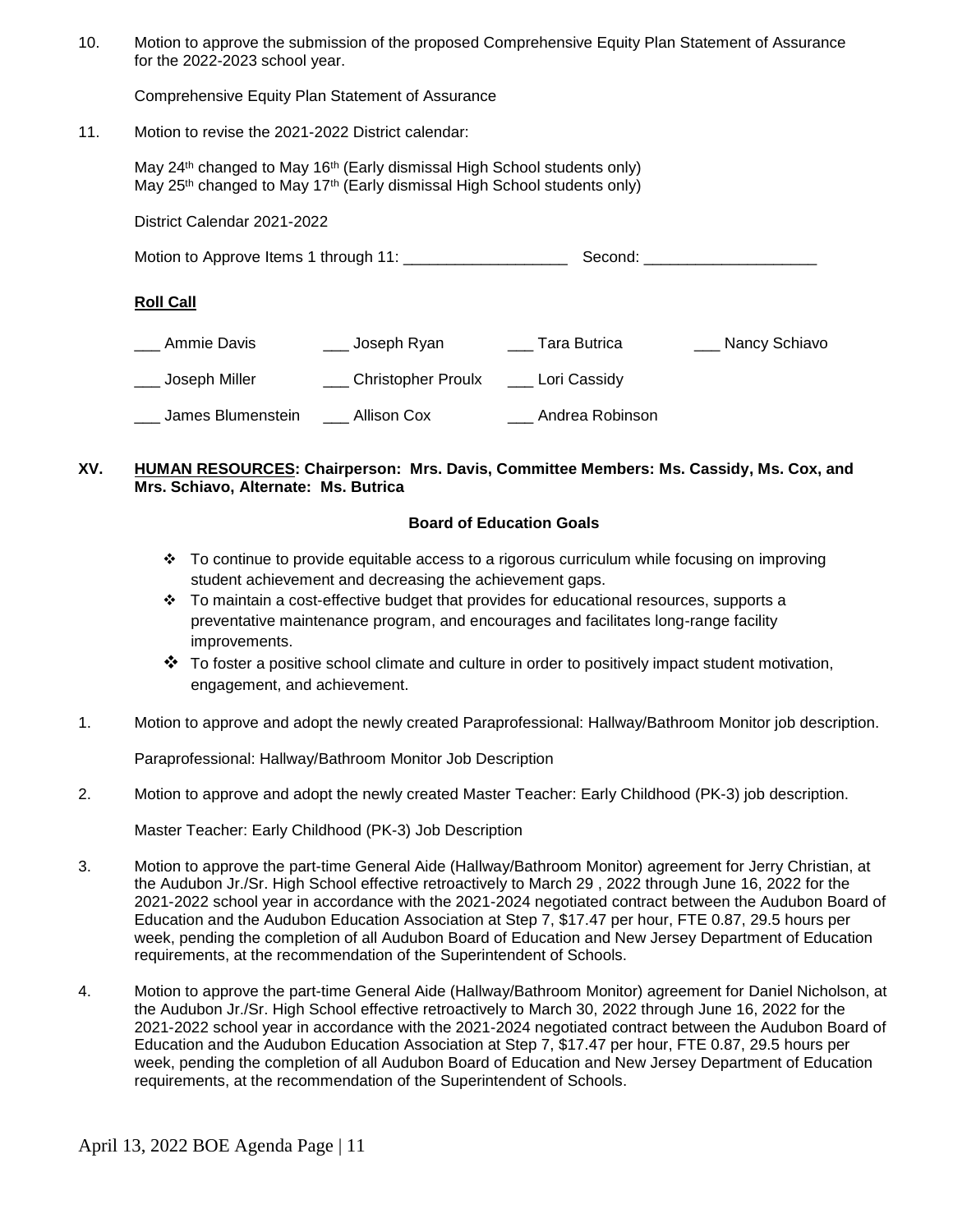10. Motion to approve the submission of the proposed Comprehensive Equity Plan Statement of Assurance for the 2022-2023 school year.

    Comprehensive Equity Plan Statement of Assurance

11. Motion to revise the 2021-2022 District calendar:

    May 24th changed to May 16th (Early dismissal High School students only)
    May 25th changed to May 17th (Early dismissal High School students only)

    District Calendar 2021-2022

    Motion to Approve Items 1 through 11: ___________________ Second: ____________________

    **Roll Call**

    | | | | |
    |---|---|---|---|
    | ___ Ammie Davis | ___ Joseph Ryan | ___ Tara Butrica | ___ Nancy Schiavo |
    | ___ Joseph Miller | ___ Christopher Proulx | ___ Lori Cassidy | |
    | ___ James Blumenstein | ___ Allison Cox | ___ Andrea Robinson | |

## XV. **HUMAN RESOURCES: Chairperson: Mrs. Davis, Committee Members: Ms. Cassidy, Ms. Cox, and Mrs. Schiavo, Alternate: Ms. Butrica**

**Board of Education Goals**

- To continue to provide equitable access to a rigorous curriculum while focusing on improving student achievement and decreasing the achievement gaps.
- To maintain a cost-effective budget that provides for educational resources, supports a preventative maintenance program, and encourages and facilitates long-range facility improvements.
- To foster a positive school climate and culture in order to positively impact student motivation, engagement, and achievement.

1. Motion to approve and adopt the newly created Paraprofessional: Hallway/Bathroom Monitor job description.

   Paraprofessional: Hallway/Bathroom Monitor Job Description

2. Motion to approve and adopt the newly created Master Teacher: Early Childhood (PK-3) job description.

   Master Teacher: Early Childhood (PK-3) Job Description

3. Motion to approve the part-time General Aide (Hallway/Bathroom Monitor) agreement for Jerry Christian, at the Audubon Jr./Sr. High School effective retroactively to March 29 , 2022 through June 16, 2022 for the 2021-2022 school year in accordance with the 2021-2024 negotiated contract between the Audubon Board of Education and the Audubon Education Association at Step 7, $17.47 per hour, FTE 0.87, 29.5 hours per week, pending the completion of all Audubon Board of Education and New Jersey Department of Education requirements, at the recommendation of the Superintendent of Schools.

4. Motion to approve the part-time General Aide (Hallway/Bathroom Monitor) agreement for Daniel Nicholson, at the Audubon Jr./Sr. High School effective retroactively to March 30, 2022 through June 16, 2022 for the 2021-2022 school year in accordance with the 2021-2024 negotiated contract between the Audubon Board of Education and the Audubon Education Association at Step 7, $17.47 per hour, FTE 0.87, 29.5 hours per week, pending the completion of all Audubon Board of Education and New Jersey Department of Education requirements, at the recommendation of the Superintendent of Schools.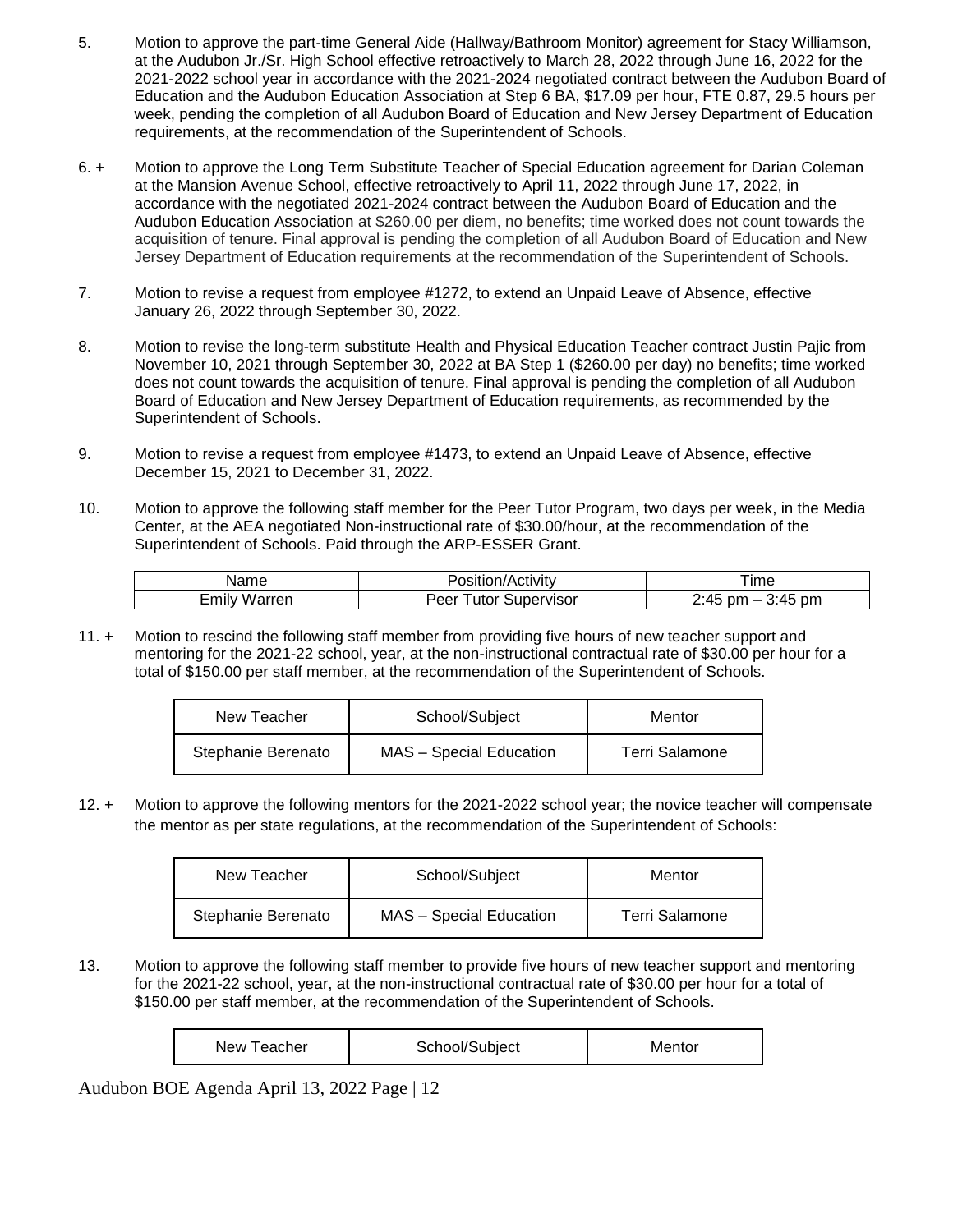5. Motion to approve the part-time General Aide (Hallway/Bathroom Monitor) agreement for Stacy Williamson, at the Audubon Jr./Sr. High School effective retroactively to March 28, 2022 through June 16, 2022 for the 2021-2022 school year in accordance with the 2021-2024 negotiated contract between the Audubon Board of Education and the Audubon Education Association at Step 6 BA, $17.09 per hour, FTE 0.87, 29.5 hours per week, pending the completion of all Audubon Board of Education and New Jersey Department of Education requirements, at the recommendation of the Superintendent of Schools.

6. + Motion to approve the Long Term Substitute Teacher of Special Education agreement for Darian Coleman at the Mansion Avenue School, effective retroactively to April 11, 2022 through June 17, 2022, in accordance with the negotiated 2021-2024 contract between the Audubon Board of Education and the Audubon Education Association at $260.00 per diem, no benefits; time worked does not count towards the acquisition of tenure. Final approval is pending the completion of all Audubon Board of Education and New Jersey Department of Education requirements at the recommendation of the Superintendent of Schools.

7. Motion to revise a request from employee #1272, to extend an Unpaid Leave of Absence, effective January 26, 2022 through September 30, 2022.

8. Motion to revise the long-term substitute Health and Physical Education Teacher contract Justin Pajic from November 10, 2021 through September 30, 2022 at BA Step 1 ($260.00 per day) no benefits; time worked does not count towards the acquisition of tenure. Final approval is pending the completion of all Audubon Board of Education and New Jersey Department of Education requirements, as recommended by the Superintendent of Schools.

9. Motion to revise a request from employee #1473, to extend an Unpaid Leave of Absence, effective December 15, 2021 to December 31, 2022.

10. Motion to approve the following staff member for the Peer Tutor Program, two days per week, in the Media Center, at the AEA negotiated Non-instructional rate of $30.00/hour, at the recommendation of the Superintendent of Schools. Paid through the ARP-ESSER Grant.

| Name | Position/Activity | Time |
|---|---|---|
| Emily Warren | Peer Tutor Supervisor | 2:45 pm – 3:45 pm |

11. + Motion to rescind the following staff member from providing five hours of new teacher support and mentoring for the 2021-22 school, year, at the non-instructional contractual rate of $30.00 per hour for a total of $150.00 per staff member, at the recommendation of the Superintendent of Schools.

| New Teacher | School/Subject | Mentor |
|---|---|---|
| Stephanie Berenato | MAS – Special Education | Terri Salamone |

12. + Motion to approve the following mentors for the 2021-2022 school year; the novice teacher will compensate the mentor as per state regulations, at the recommendation of the Superintendent of Schools:

| New Teacher | School/Subject | Mentor |
|---|---|---|
| Stephanie Berenato | MAS – Special Education | Terri Salamone |

13. Motion to approve the following staff member to provide five hours of new teacher support and mentoring for the 2021-22 school, year, at the non-instructional contractual rate of $30.00 per hour for a total of $150.00 per staff member, at the recommendation of the Superintendent of Schools.

| New Teacher | School/Subject | Mentor |
|---|---|---|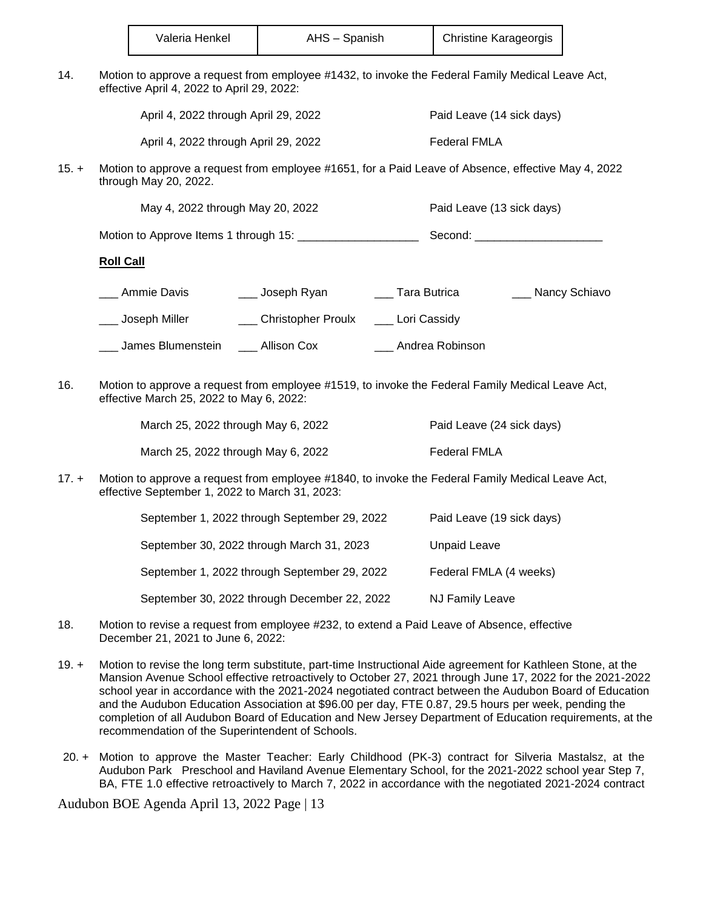| Valeria Henkel | AHS – Spanish | Christine Karageorgis |
|---|---|---|

14. Motion to approve a request from employee #1432, to invoke the Federal Family Medical Leave Act, effective April 4, 2022 to April 29, 2022:

| | |
|---|---|
| April 4, 2022 through April 29, 2022 | Paid Leave (14 sick days) |
| April 4, 2022 through April 29, 2022 | Federal FMLA |

15. + Motion to approve a request from employee #1651, for a Paid Leave of Absence, effective May 4, 2022 through May 20, 2022.

| | |
|---|---|
| May 4, 2022 through May 20, 2022 | Paid Leave (13 sick days) |

Motion to Approve Items 1 through 15: ___________________ Second: ____________________

**Roll Call**

___ Ammie Davis ___ Joseph Ryan ___ Tara Butrica ___ Nancy Schiavo

___ Joseph Miller ___ Christopher Proulx ___ Lori Cassidy

___ James Blumenstein ___ Allison Cox ___ Andrea Robinson

16. Motion to approve a request from employee #1519, to invoke the Federal Family Medical Leave Act, effective March 25, 2022 to May 6, 2022:

| | |
|---|---|
| March 25, 2022 through May 6, 2022 | Paid Leave (24 sick days) |
| March 25, 2022 through May 6, 2022 | Federal FMLA |

17. + Motion to approve a request from employee #1840, to invoke the Federal Family Medical Leave Act, effective September 1, 2022 to March 31, 2023:

| | |
|---|---|
| September 1, 2022 through September 29, 2022 | Paid Leave (19 sick days) |
| September 30, 2022 through March 31, 2023 | Unpaid Leave |
| September 1, 2022 through September 29, 2022 | Federal FMLA (4 weeks) |
| September 30, 2022 through December 22, 2022 | NJ Family Leave |

18. Motion to revise a request from employee #232, to extend a Paid Leave of Absence, effective December 21, 2021 to June 6, 2022:

19. + Motion to revise the long term substitute, part-time Instructional Aide agreement for Kathleen Stone, at the Mansion Avenue School effective retroactively to October 27, 2021 through June 17, 2022 for the 2021-2022 school year in accordance with the 2021-2024 negotiated contract between the Audubon Board of Education and the Audubon Education Association at $96.00 per day, FTE 0.87, 29.5 hours per week, pending the completion of all Audubon Board of Education and New Jersey Department of Education requirements, at the recommendation of the Superintendent of Schools.

20. + Motion to approve the Master Teacher: Early Childhood (PK-3) contract for Silveria Mastalsz, at the Audubon Park Preschool and Haviland Avenue Elementary School, for the 2021-2022 school year Step 7, BA, FTE 1.0 effective retroactively to March 7, 2022 in accordance with the negotiated 2021-2024 contract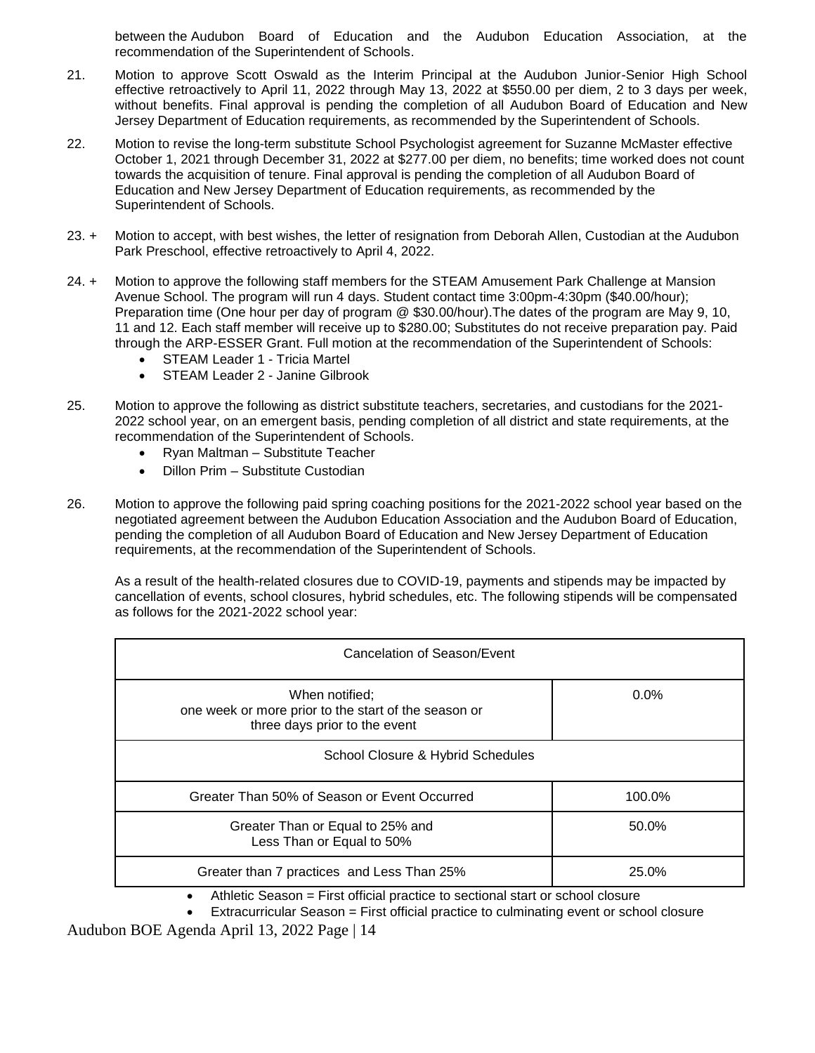between the Audubon Board of Education and the Audubon Education Association, at the recommendation of the Superintendent of Schools.

21. Motion to approve Scott Oswald as the Interim Principal at the Audubon Junior-Senior High School effective retroactively to April 11, 2022 through May 13, 2022 at $550.00 per diem, 2 to 3 days per week, without benefits. Final approval is pending the completion of all Audubon Board of Education and New Jersey Department of Education requirements, as recommended by the Superintendent of Schools.

22. Motion to revise the long-term substitute School Psychologist agreement for Suzanne McMaster effective October 1, 2021 through December 31, 2022 at $277.00 per diem, no benefits; time worked does not count towards the acquisition of tenure. Final approval is pending the completion of all Audubon Board of Education and New Jersey Department of Education requirements, as recommended by the Superintendent of Schools.

23. + Motion to accept, with best wishes, the letter of resignation from Deborah Allen, Custodian at the Audubon Park Preschool, effective retroactively to April 4, 2022.

24. + Motion to approve the following staff members for the STEAM Amusement Park Challenge at Mansion Avenue School. The program will run 4 days. Student contact time 3:00pm-4:30pm ($40.00/hour); Preparation time (One hour per day of program @ $30.00/hour).The dates of the program are May 9, 10, 11 and 12. Each staff member will receive up to $280.00; Substitutes do not receive preparation pay. Paid through the ARP-ESSER Grant. Full motion at the recommendation of the Superintendent of Schools:
    - STEAM Leader 1 - Tricia Martel
    - STEAM Leader 2 - Janine Gilbrook

25. Motion to approve the following as district substitute teachers, secretaries, and custodians for the 2021-2022 school year, on an emergent basis, pending completion of all district and state requirements, at the recommendation of the Superintendent of Schools.
    - Ryan Maltman – Substitute Teacher
    - Dillon Prim – Substitute Custodian

26. Motion to approve the following paid spring coaching positions for the 2021-2022 school year based on the negotiated agreement between the Audubon Education Association and the Audubon Board of Education, pending the completion of all Audubon Board of Education and New Jersey Department of Education requirements, at the recommendation of the Superintendent of Schools.

    As a result of the health-related closures due to COVID-19, payments and stipends may be impacted by cancellation of events, school closures, hybrid schedules, etc. The following stipends will be compensated as follows for the 2021-2022 school year:

| Cancelation of Season/Event | |
|---|---|
| When notified; one week or more prior to the start of the season or three days prior to the event | 0.0% |
| School Closure & Hybrid Schedules | |
| Greater Than 50% of Season or Event Occurred | 100.0% |
| Greater Than or Equal to 25% and Less Than or Equal to 50% | 50.0% |
| Greater than 7 practices and Less Than 25% | 25.0% |

- Athletic Season = First official practice to sectional start or school closure
- Extracurricular Season = First official practice to culminating event or school closure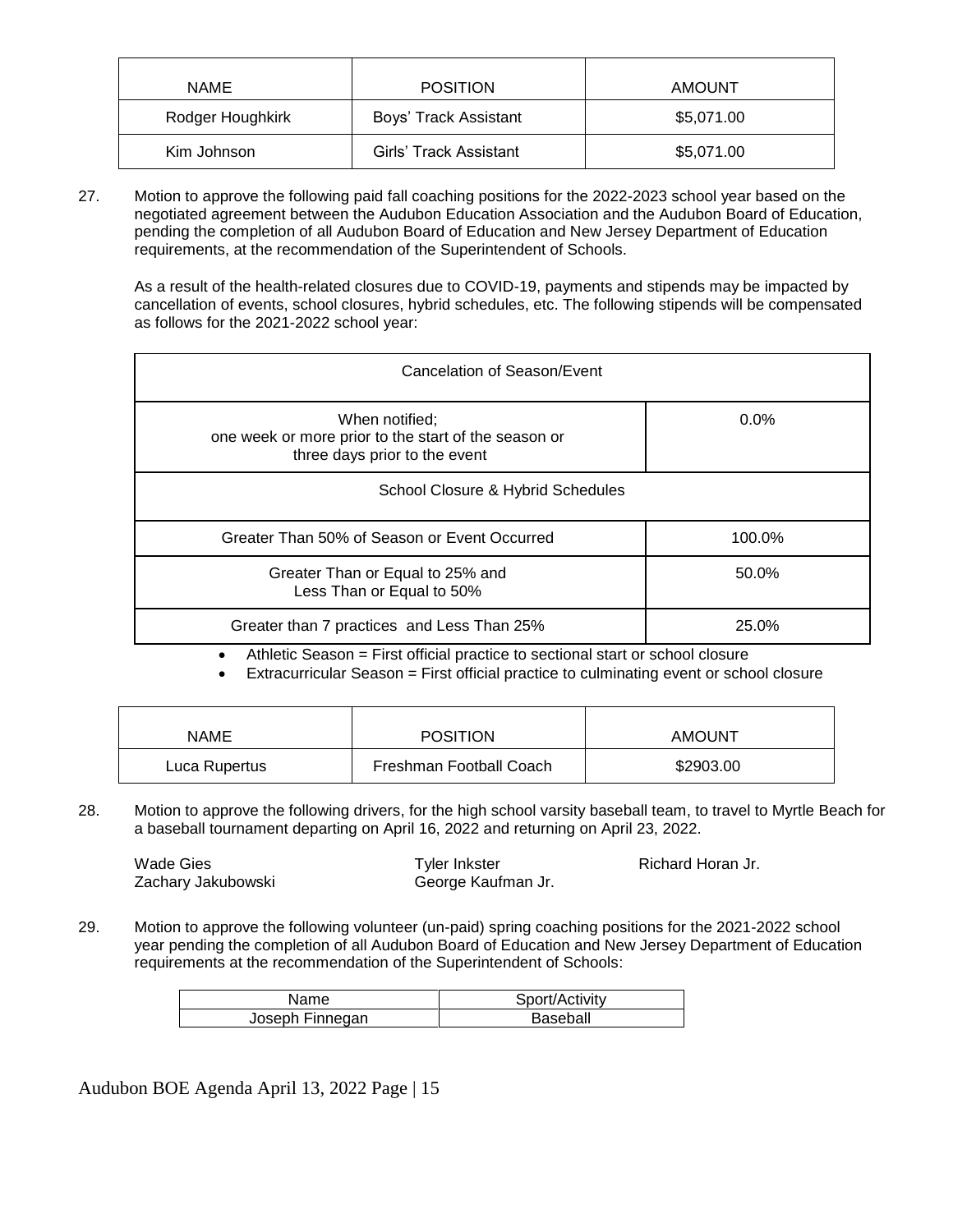| NAME | POSITION | AMOUNT |
| --- | --- | --- |
| Rodger Houghkirk | Boys' Track Assistant | $5,071.00 |
| Kim Johnson | Girls' Track Assistant | $5,071.00 |

27. Motion to approve the following paid fall coaching positions for the 2022-2023 school year based on the negotiated agreement between the Audubon Education Association and the Audubon Board of Education, pending the completion of all Audubon Board of Education and New Jersey Department of Education requirements, at the recommendation of the Superintendent of Schools.

    As a result of the health-related closures due to COVID-19, payments and stipends may be impacted by cancellation of events, school closures, hybrid schedules, etc. The following stipends will be compensated as follows for the 2021-2022 school year:

| Cancelation of Season/Event | |
| --- | --- |
| When notified; one week or more prior to the start of the season or three days prior to the event | 0.0% |
| School Closure & Hybrid Schedules | |
| Greater Than 50% of Season or Event Occurred | 100.0% |
| Greater Than or Equal to 25% and Less Than or Equal to 50% | 50.0% |
| Greater than 7 practices and Less Than 25% | 25.0% |

- Athletic Season = First official practice to sectional start or school closure
- Extracurricular Season = First official practice to culminating event or school closure

| NAME | POSITION | AMOUNT |
| --- | --- | --- |
| Luca Rupertus | Freshman Football Coach | $2903.00 |

28. Motion to approve the following drivers, for the high school varsity baseball team, to travel to Myrtle Beach for a baseball tournament departing on April 16, 2022 and returning on April 23, 2022.

    Wade Gies
    Zachary Jakubowski
    Tyler Inkster
    George Kaufman Jr.
    Richard Horan Jr.

29. Motion to approve the following volunteer (un-paid) spring coaching positions for the 2021-2022 school year pending the completion of all Audubon Board of Education and New Jersey Department of Education requirements at the recommendation of the Superintendent of Schools:

| Name | Sport/Activity |
| --- | --- |
| Joseph Finnegan | Baseball |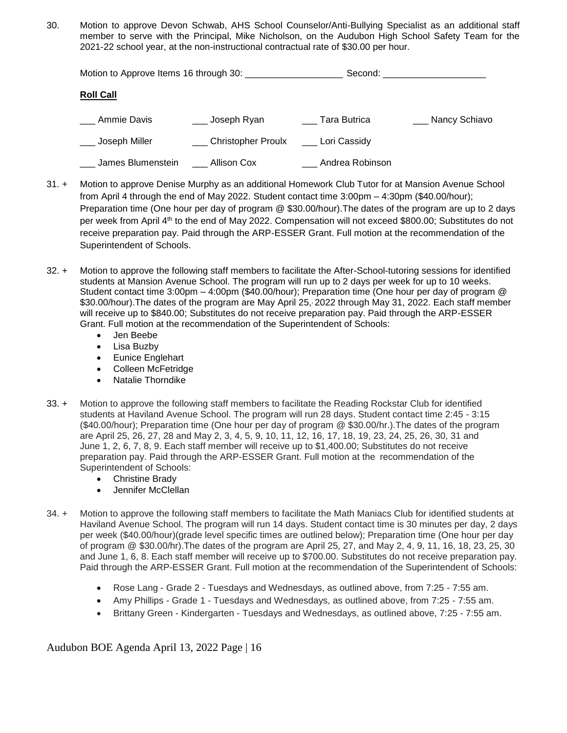30. Motion to approve Devon Schwab, AHS School Counselor/Anti-Bullying Specialist as an additional staff member to serve with the Principal, Mike Nicholson, on the Audubon High School Safety Team for the 2021-22 school year, at the non-instructional contractual rate of $30.00 per hour.

Motion to Approve Items 16 through 30: ___________________ Second: ____________________

**Roll Call**

| | | | |
|---|---|---|---|
| ___ Ammie Davis | ___ Joseph Ryan | ___ Tara Butrica | ___ Nancy Schiavo |
| ___ Joseph Miller | ___ Christopher Proulx | ___ Lori Cassidy | |
| ___ James Blumenstein | ___ Allison Cox | ___ Andrea Robinson | |

31. + Motion to approve Denise Murphy as an additional Homework Club Tutor for at Mansion Avenue School from April 4 through the end of May 2022. Student contact time 3:00pm – 4:30pm ($40.00/hour); Preparation time (One hour per day of program @ $30.00/hour).The dates of the program are up to 2 days per week from April 4th to the end of May 2022. Compensation will not exceed $800.00; Substitutes do not receive preparation pay. Paid through the ARP-ESSER Grant. Full motion at the recommendation of the Superintendent of Schools.

32. + Motion to approve the following staff members to facilitate the After-School-tutoring sessions for identified students at Mansion Avenue School. The program will run up to 2 days per week for up to 10 weeks. Student contact time 3:00pm – 4:00pm ($40.00/hour); Preparation time (One hour per day of program @ $30.00/hour).The dates of the program are May April 25, 2022 through May 31, 2022. Each staff member will receive up to $840.00; Substitutes do not receive preparation pay. Paid through the ARP-ESSER Grant. Full motion at the recommendation of the Superintendent of Schools:
    - Jen Beebe
    - Lisa Buzby
    - Eunice Englehart
    - Colleen McFetridge
    - Natalie Thorndike

33. + Motion to approve the following staff members to facilitate the Reading Rockstar Club for identified students at Haviland Avenue School. The program will run 28 days. Student contact time 2:45 - 3:15 ($40.00/hour); Preparation time (One hour per day of program @ $30.00/hr.).The dates of the program are April 25, 26, 27, 28 and May 2, 3, 4, 5, 9, 10, 11, 12, 16, 17, 18, 19, 23, 24, 25, 26, 30, 31 and June 1, 2, 6, 7, 8, 9. Each staff member will receive up to $1,400.00; Substitutes do not receive preparation pay. Paid through the ARP-ESSER Grant. Full motion at the recommendation of the Superintendent of Schools:
    - Christine Brady
    - Jennifer McClellan

34. + Motion to approve the following staff members to facilitate the Math Maniacs Club for identified students at Haviland Avenue School. The program will run 14 days. Student contact time is 30 minutes per day, 2 days per week ($40.00/hour)(grade level specific times are outlined below); Preparation time (One hour per day of program @ $30.00/hr).The dates of the program are April 25, 27, and May 2, 4, 9, 11, 16, 18, 23, 25, 30 and June 1, 6, 8. Each staff member will receive up to $700.00. Substitutes do not receive preparation pay. Paid through the ARP-ESSER Grant. Full motion at the recommendation of the Superintendent of Schools:
    - Rose Lang - Grade 2 - Tuesdays and Wednesdays, as outlined above, from 7:25 - 7:55 am.
    - Amy Phillips - Grade 1 - Tuesdays and Wednesdays, as outlined above, from 7:25 - 7:55 am.
    - Brittany Green - Kindergarten - Tuesdays and Wednesdays, as outlined above, 7:25 - 7:55 am.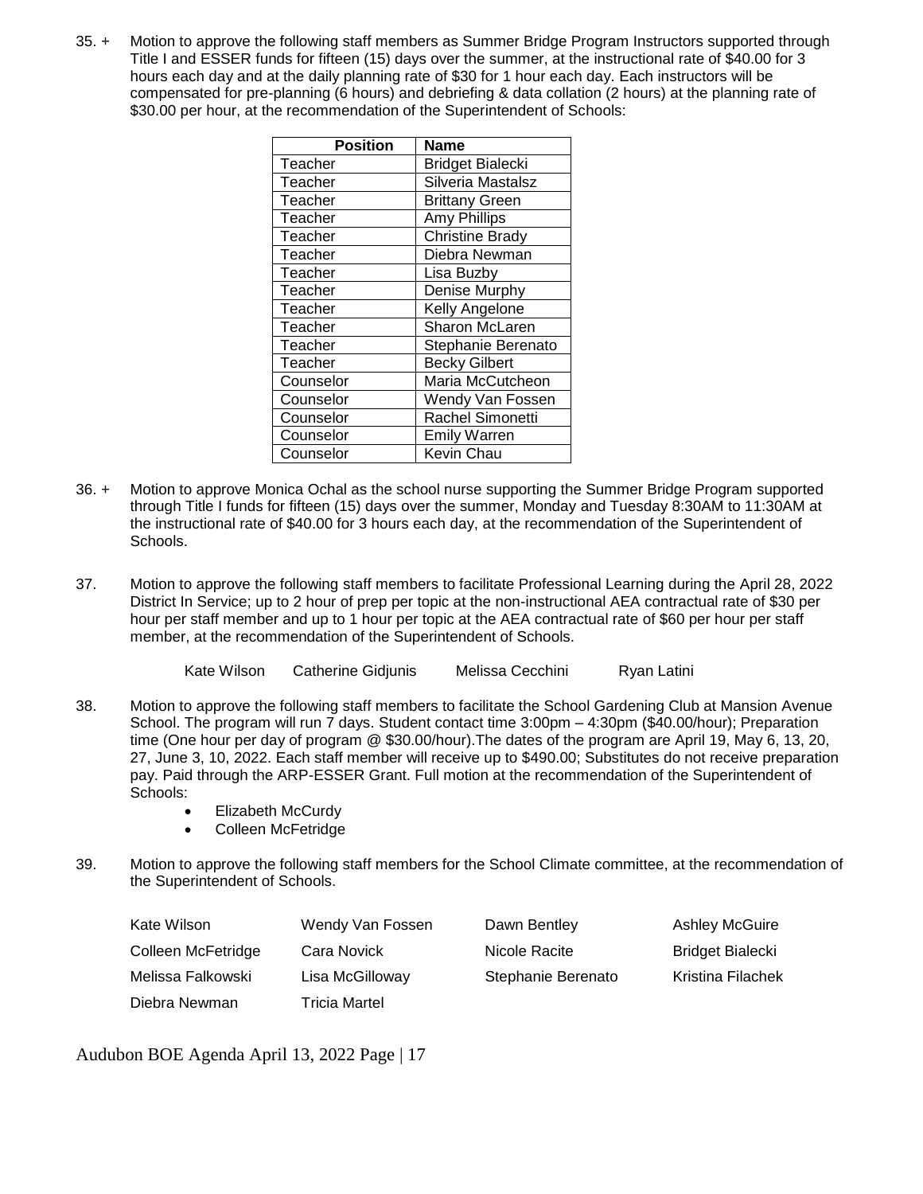35. + Motion to approve the following staff members as Summer Bridge Program Instructors supported through Title I and ESSER funds for fifteen (15) days over the summer, at the instructional rate of $40.00 for 3 hours each day and at the daily planning rate of $30 for 1 hour each day. Each instructors will be compensated for pre-planning (6 hours) and debriefing & data collation (2 hours) at the planning rate of $30.00 per hour, at the recommendation of the Superintendent of Schools:

| Position | Name |
|---|---|
| Teacher | Bridget Bialecki |
| Teacher | Silveria Mastalsz |
| Teacher | Brittany Green |
| Teacher | Amy Phillips |
| Teacher | Christine Brady |
| Teacher | Diebra Newman |
| Teacher | Lisa Buzby |
| Teacher | Denise Murphy |
| Teacher | Kelly Angelone |
| Teacher | Sharon McLaren |
| Teacher | Stephanie Berenato |
| Teacher | Becky Gilbert |
| Counselor | Maria McCutcheon |
| Counselor | Wendy Van Fossen |
| Counselor | Rachel Simonetti |
| Counselor | Emily Warren |
| Counselor | Kevin Chau |

36. + Motion to approve Monica Ochal as the school nurse supporting the Summer Bridge Program supported through Title I funds for fifteen (15) days over the summer, Monday and Tuesday 8:30AM to 11:30AM at the instructional rate of $40.00 for 3 hours each day, at the recommendation of the Superintendent of Schools.

37. Motion to approve the following staff members to facilitate Professional Learning during the April 28, 2022 District In Service; up to 2 hour of prep per topic at the non-instructional AEA contractual rate of $30 per hour per staff member and up to 1 hour per topic at the AEA contractual rate of $60 per hour per staff member, at the recommendation of the Superintendent of Schools.

Kate Wilson    Catherine Gidjunis    Melissa Cecchini    Ryan Latini

38. Motion to approve the following staff members to facilitate the School Gardening Club at Mansion Avenue School. The program will run 7 days. Student contact time 3:00pm – 4:30pm ($40.00/hour); Preparation time (One hour per day of program @ $30.00/hour).The dates of the program are April 19, May 6, 13, 20, 27, June 3, 10, 2022. Each staff member will receive up to $490.00; Substitutes do not receive preparation pay. Paid through the ARP-ESSER Grant. Full motion at the recommendation of the Superintendent of Schools:
    - Elizabeth McCurdy
    - Colleen McFetridge

39. Motion to approve the following staff members for the School Climate committee, at the recommendation of the Superintendent of Schools.

| | | | |
|---|---|---|---|
| Kate Wilson | Wendy Van Fossen | Dawn Bentley | Ashley McGuire |
| Colleen McFetridge | Cara Novick | Nicole Racite | Bridget Bialecki |
| Melissa Falkowski | Lisa McGilloway | Stephanie Berenato | Kristina Filachek |
| Diebra Newman | Tricia Martel | | |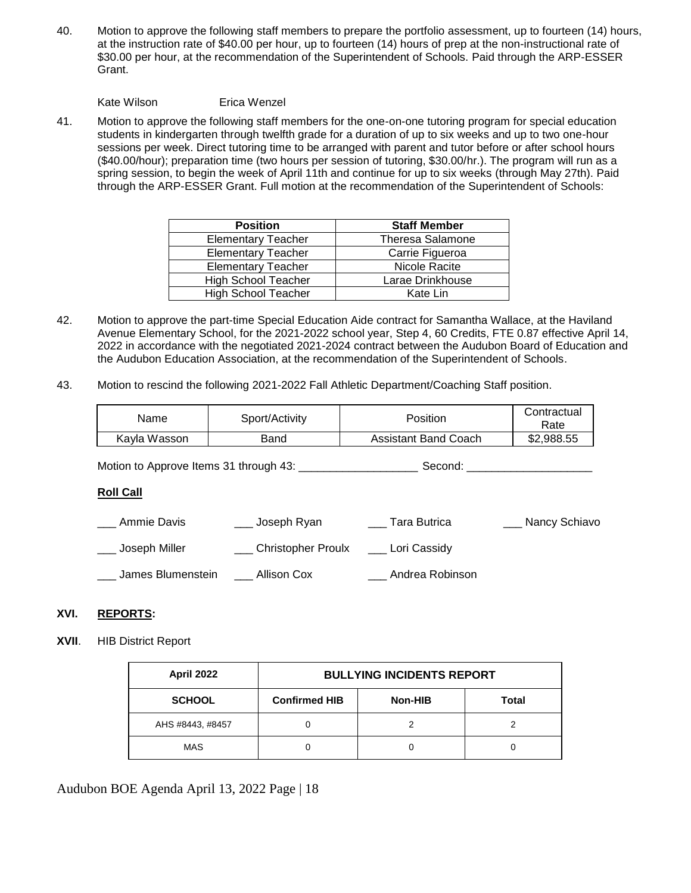40. Motion to approve the following staff members to prepare the portfolio assessment, up to fourteen (14) hours, at the instruction rate of $40.00 per hour, up to fourteen (14) hours of prep at the non-instructional rate of $30.00 per hour, at the recommendation of the Superintendent of Schools. Paid through the ARP-ESSER Grant.

    Kate Wilson    Erica Wenzel

41. Motion to approve the following staff members for the one-on-one tutoring program for special education students in kindergarten through twelfth grade for a duration of up to six weeks and up to two one-hour sessions per week. Direct tutoring time to be arranged with parent and tutor before or after school hours ($40.00/hour); preparation time (two hours per session of tutoring, $30.00/hr.). The program will run as a spring session, to begin the week of April 11th and continue for up to six weeks (through May 27th). Paid through the ARP-ESSER Grant. Full motion at the recommendation of the Superintendent of Schools:

| Position | Staff Member |
|---|---|
| Elementary Teacher | Theresa Salamone |
| Elementary Teacher | Carrie Figueroa |
| Elementary Teacher | Nicole Racite |
| High School Teacher | Larae Drinkhouse |
| High School Teacher | Kate Lin |

42. Motion to approve the part-time Special Education Aide contract for Samantha Wallace, at the Haviland Avenue Elementary School, for the 2021-2022 school year, Step 4, 60 Credits, FTE 0.87 effective April 14, 2022 in accordance with the negotiated 2021-2024 contract between the Audubon Board of Education and the Audubon Education Association, at the recommendation of the Superintendent of Schools.

43. Motion to rescind the following 2021-2022 Fall Athletic Department/Coaching Staff position.

| Name | Sport/Activity | Position | Contractual Rate |
|---|---|---|---|
| Kayla Wasson | Band | Assistant Band Coach | $2,988.55 |

Motion to Approve Items 31 through 43: ___________________ Second: ____________________

**Roll Call**

___ Ammie Davis ___ Joseph Ryan ___ Tara Butrica ___ Nancy Schiavo

___ Joseph Miller ___ Christopher Proulx ___ Lori Cassidy

___ James Blumenstein ___ Allison Cox ___ Andrea Robinson

## XVI. REPORTS:

## XVII. HIB District Report

| April 2022 | BULLYING INCIDENTS REPORT | | |
|---|---|---|---|
| **SCHOOL** | **Confirmed HIB** | **Non-HIB** | **Total** |
| AHS #8443, #8457 | 0 | 2 | 2 |
| MAS | 0 | 0 | 0 |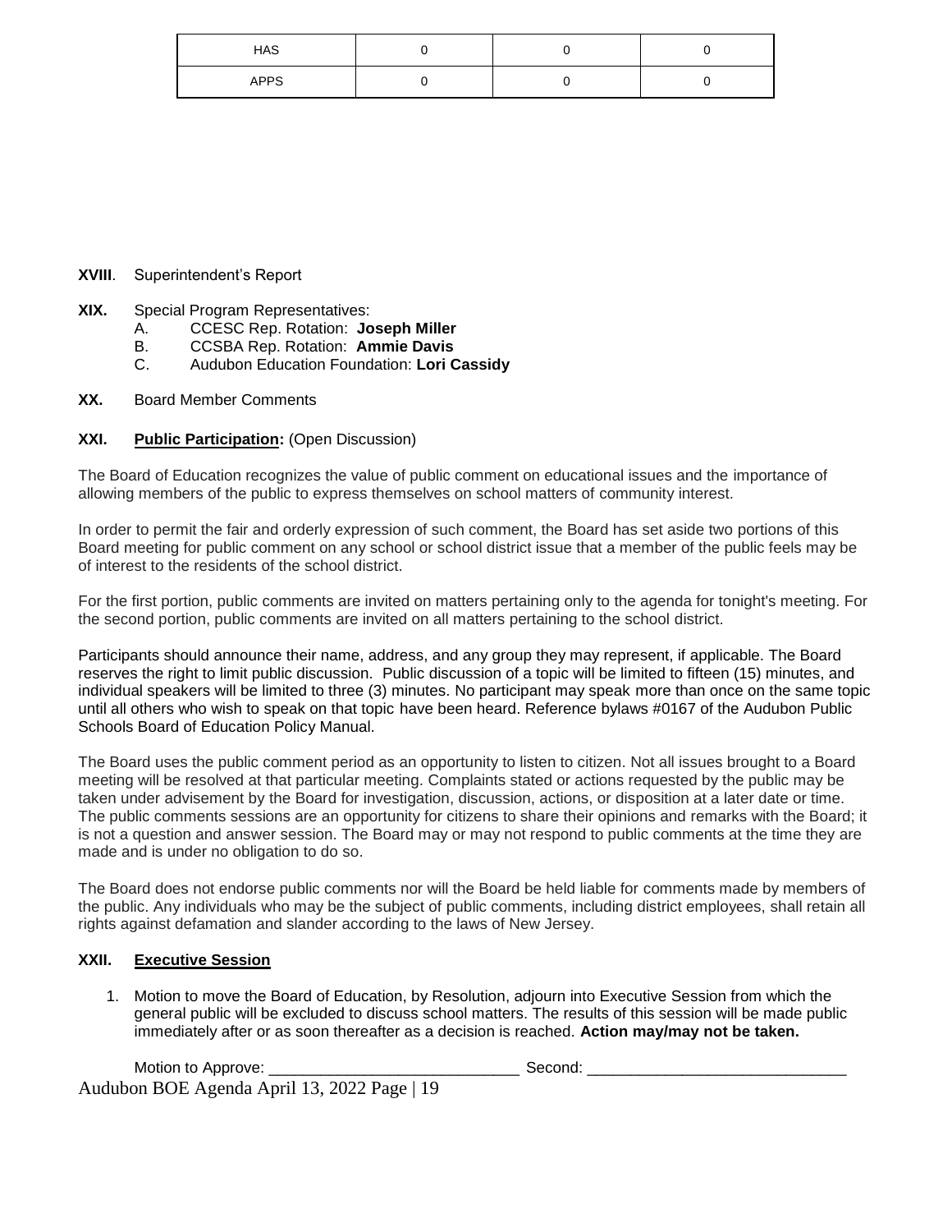| HAS | 0 | 0 | 0 |
|---|---|---|---|
| APPS | 0 | 0 | 0 |

**XVIII**. Superintendent's Report

**XIX.** Special Program Representatives:

A. CCESC Rep. Rotation: **Joseph Miller**
B. CCSBA Rep. Rotation: **Ammie Davis**
C. Audubon Education Foundation: **Lori Cassidy**

**XX.** Board Member Comments

**XXI.** **Public Participation:** (Open Discussion)

The Board of Education recognizes the value of public comment on educational issues and the importance of allowing members of the public to express themselves on school matters of community interest.

In order to permit the fair and orderly expression of such comment, the Board has set aside two portions of this Board meeting for public comment on any school or school district issue that a member of the public feels may be of interest to the residents of the school district.

For the first portion, public comments are invited on matters pertaining only to the agenda for tonight's meeting. For the second portion, public comments are invited on all matters pertaining to the school district.

Participants should announce their name, address, and any group they may represent, if applicable. The Board reserves the right to limit public discussion. Public discussion of a topic will be limited to fifteen (15) minutes, and individual speakers will be limited to three (3) minutes. No participant may speak more than once on the same topic until all others who wish to speak on that topic have been heard. Reference bylaws #0167 of the Audubon Public Schools Board of Education Policy Manual.

The Board uses the public comment period as an opportunity to listen to citizen. Not all issues brought to a Board meeting will be resolved at that particular meeting. Complaints stated or actions requested by the public may be taken under advisement by the Board for investigation, discussion, actions, or disposition at a later date or time. The public comments sessions are an opportunity for citizens to share their opinions and remarks with the Board; it is not a question and answer session. The Board may or may not respond to public comments at the time they are made and is under no obligation to do so.

The Board does not endorse public comments nor will the Board be held liable for comments made by members of the public. Any individuals who may be the subject of public comments, including district employees, shall retain all rights against defamation and slander according to the laws of New Jersey.

**XXII.** **Executive Session**

1. Motion to move the Board of Education, by Resolution, adjourn into Executive Session from which the general public will be excluded to discuss school matters. The results of this session will be made public immediately after or as soon thereafter as a decision is reached. **Action may/may not be taken.**

Motion to Approve: _____________________________ Second: ______________________________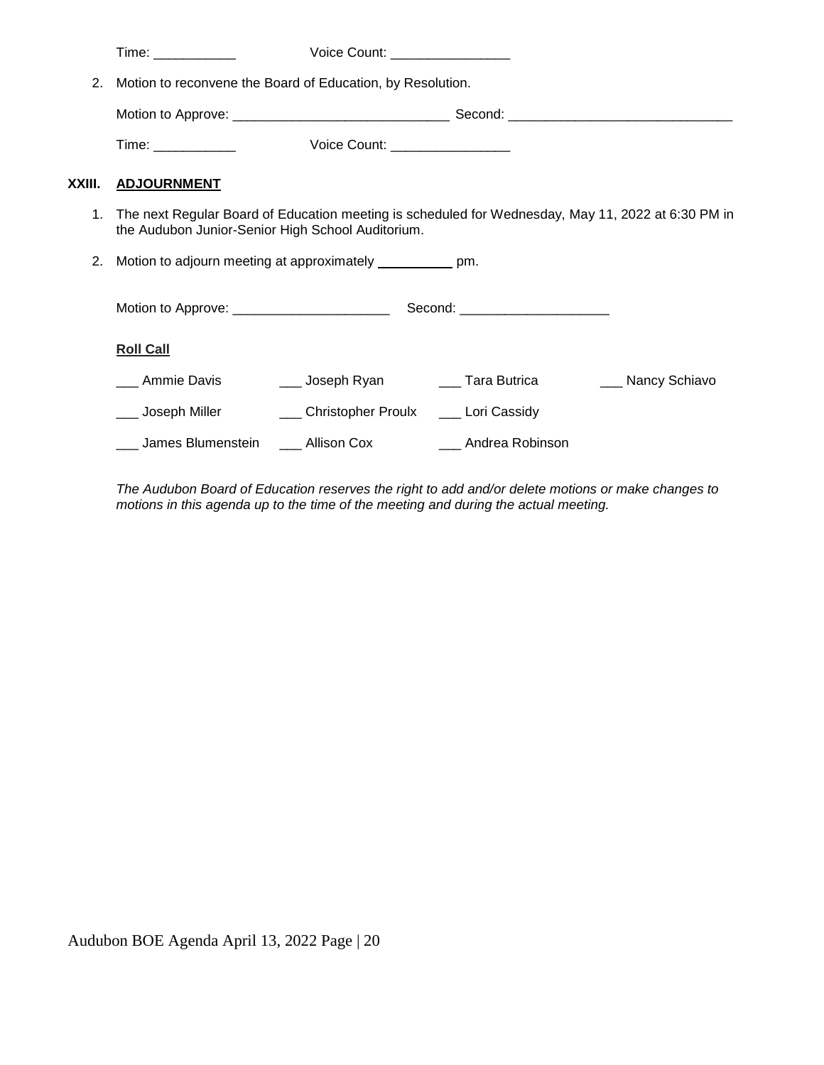Time: ___________ Voice Count: ________________

2. Motion to reconvene the Board of Education, by Resolution.

Motion to Approve: _____________________________ Second: ______________________________

Time: ___________ Voice Count: ________________

**XXIII. ADJOURNMENT**

1. The next Regular Board of Education meeting is scheduled for Wednesday, May 11, 2022 at 6:30 PM in the Audubon Junior-Senior High School Auditorium.

2. Motion to adjourn meeting at approximately __________ pm.

Motion to Approve: _____________________ Second: ____________________

**Roll Call**

| | | | |
|---|---|---|---|
| ___ Ammie Davis | ___ Joseph Ryan | ___ Tara Butrica | ___ Nancy Schiavo |
| ___ Joseph Miller | ___ Christopher Proulx | ___ Lori Cassidy | |
| ___ James Blumenstein | ___ Allison Cox | ___ Andrea Robinson | |

*The Audubon Board of Education reserves the right to add and/or delete motions or make changes to motions in this agenda up to the time of the meeting and during the actual meeting.*